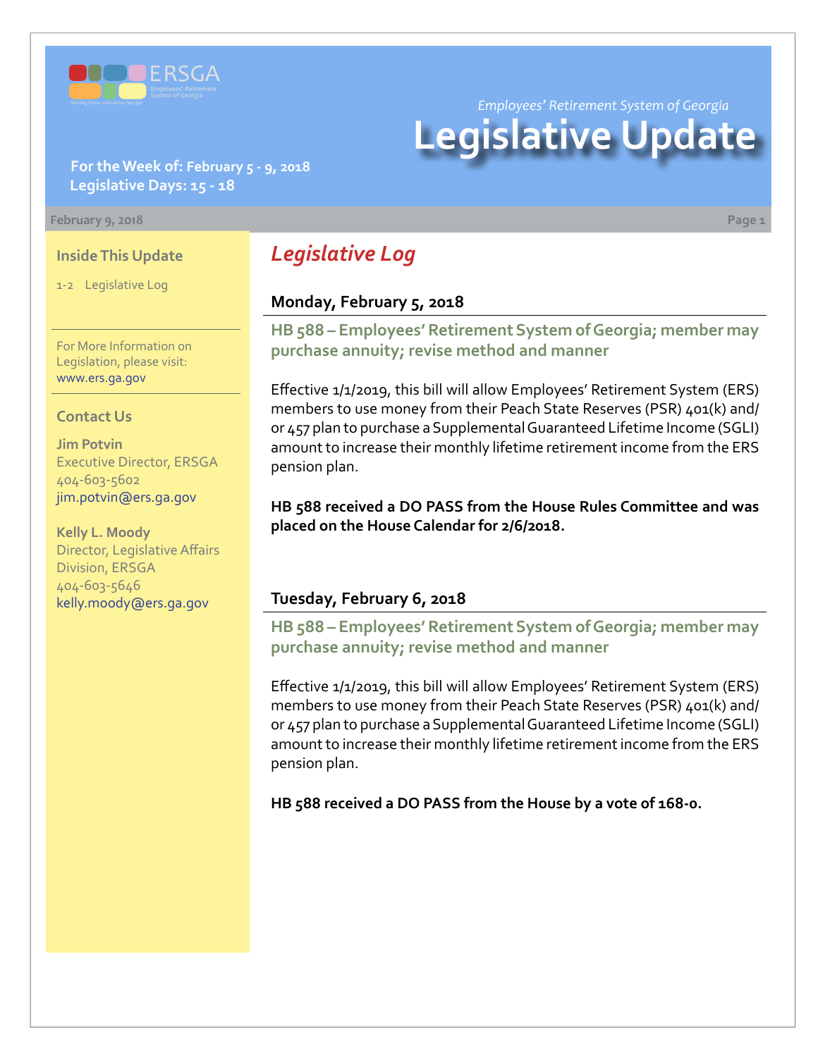ERSGA

Employees' Retirement System of Georgia

*Employees' Retirement System of Georgia*

# Legislative Update

**For the Week of: February 5 - 9, 2018**
**Legislative Days: 15 - 18**

February 9, 2018

**Inside This Update**

1-2 Legislative Log

For More Information on Legislation, please visit: www.ers.ga.gov

**Contact Us**

**Jim Potvin**
Executive Director, ERSGA
404-603-5602
jim.potvin@ers.ga.gov

**Kelly L. Moody**
Director, Legislative Affairs Division, ERSGA
404-603-5646
kelly.moody@ers.ga.gov

## *Legislative Log*

### Monday, February 5, 2018

#### HB 588 – Employees' Retirement System of Georgia; member may purchase annuity; revise method and manner

Effective 1/1/2019, this bill will allow Employees' Retirement System (ERS) members to use money from their Peach State Reserves (PSR) 401(k) and/or 457 plan to purchase a Supplemental Guaranteed Lifetime Income (SGLI) amount to increase their monthly lifetime retirement income from the ERS pension plan.

**HB 588 received a DO PASS from the House Rules Committee and was placed on the House Calendar for 2/6/2018.**

### Tuesday, February 6, 2018

#### HB 588 – Employees' Retirement System of Georgia; member may purchase annuity; revise method and manner

Effective 1/1/2019, this bill will allow Employees' Retirement System (ERS) members to use money from their Peach State Reserves (PSR) 401(k) and/or 457 plan to purchase a Supplemental Guaranteed Lifetime Income (SGLI) amount to increase their monthly lifetime retirement income from the ERS pension plan.

**HB 588 received a DO PASS from the House by a vote of 168-0.**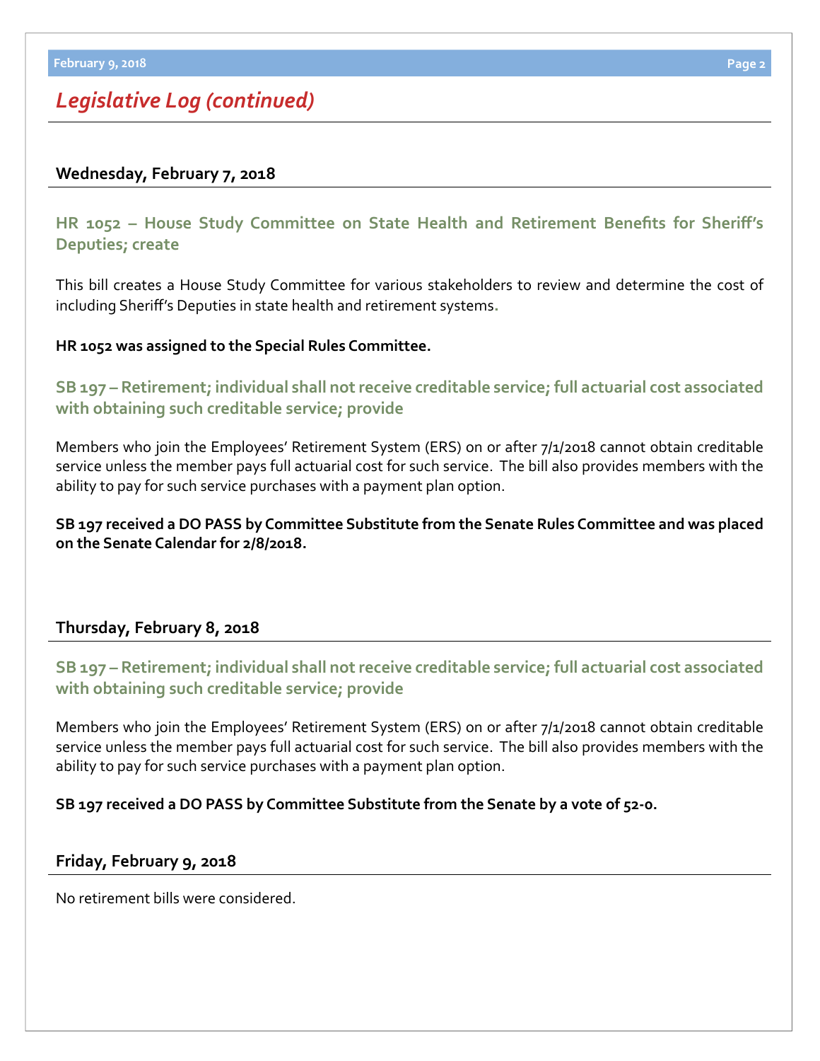# *Legislative Log (continued)*

## Wednesday, February 7, 2018

### HR 1052 – House Study Committee on State Health and Retirement Benefits for Sheriff's Deputies; create

This bill creates a House Study Committee for various stakeholders to review and determine the cost of including Sheriff's Deputies in state health and retirement systems.

**HR 1052 was assigned to the Special Rules Committee.**

### SB 197 – Retirement; individual shall not receive creditable service; full actuarial cost associated with obtaining such creditable service; provide

Members who join the Employees' Retirement System (ERS) on or after 7/1/2018 cannot obtain creditable service unless the member pays full actuarial cost for such service. The bill also provides members with the ability to pay for such service purchases with a payment plan option.

**SB 197 received a DO PASS by Committee Substitute from the Senate Rules Committee and was placed on the Senate Calendar for 2/8/2018.**

## Thursday, February 8, 2018

### SB 197 – Retirement; individual shall not receive creditable service; full actuarial cost associated with obtaining such creditable service; provide

Members who join the Employees' Retirement System (ERS) on or after 7/1/2018 cannot obtain creditable service unless the member pays full actuarial cost for such service. The bill also provides members with the ability to pay for such service purchases with a payment plan option.

**SB 197 received a DO PASS by Committee Substitute from the Senate by a vote of 52-0.**

## Friday, February 9, 2018

No retirement bills were considered.